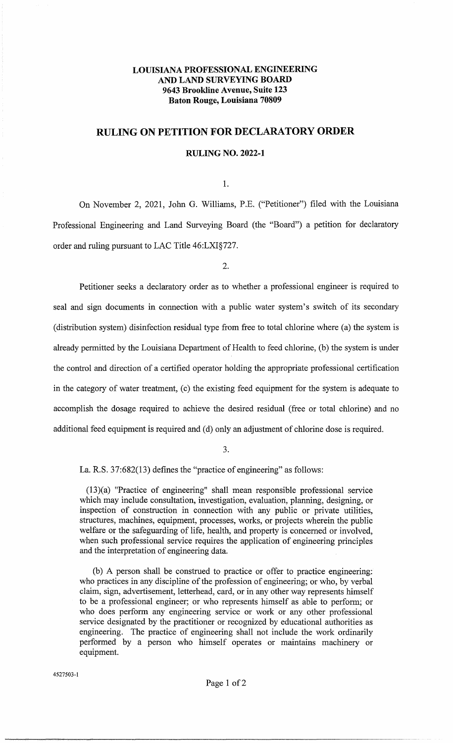**LOUISIANA PROFESSIONAL ENGINEERING AND LAND SURVEYING BOARD**
**9643 Brookline Avenue, Suite 123**
**Baton Rouge, Louisiana 70809**

# RULING ON PETITION FOR DECLARATORY ORDER

## RULING NO. 2022-1

1.

On November 2, 2021, John G. Williams, P.E. ("Petitioner") filed with the Louisiana Professional Engineering and Land Surveying Board (the "Board") a petition for declaratory order and ruling pursuant to LAC Title 46:LXI§727.

2.

Petitioner seeks a declaratory order as to whether a professional engineer is required to seal and sign documents in connection with a public water system's switch of its secondary (distribution system) disinfection residual type from free to total chlorine where (a) the system is already permitted by the Louisiana Department of Health to feed chlorine, (b) the system is under the control and direction of a certified operator holding the appropriate professional certification in the category of water treatment, (c) the existing feed equipment for the system is adequate to accomplish the dosage required to achieve the desired residual (free or total chlorine) and no additional feed equipment is required and (d) only an adjustment of chlorine dose is required.

3.

La. R.S. 37:682(13) defines the "practice of engineering" as follows:

> (13)(a) "Practice of engineering" shall mean responsible professional service which may include consultation, investigation, evaluation, planning, designing, or inspection of construction in connection with any public or private utilities, structures, machines, equipment, processes, works, or projects wherein the public welfare or the safeguarding of life, health, and property is concerned or involved, when such professional service requires the application of engineering principles and the interpretation of engineering data.
>
> (b) A person shall be construed to practice or offer to practice engineering: who practices in any discipline of the profession of engineering; or who, by verbal claim, sign, advertisement, letterhead, card, or in any other way represents himself to be a professional engineer; or who represents himself as able to perform; or who does perform any engineering service or work or any other professional service designated by the practitioner or recognized by educational authorities as engineering. The practice of engineering shall not include the work ordinarily performed by a person who himself operates or maintains machinery or equipment.

4527503-1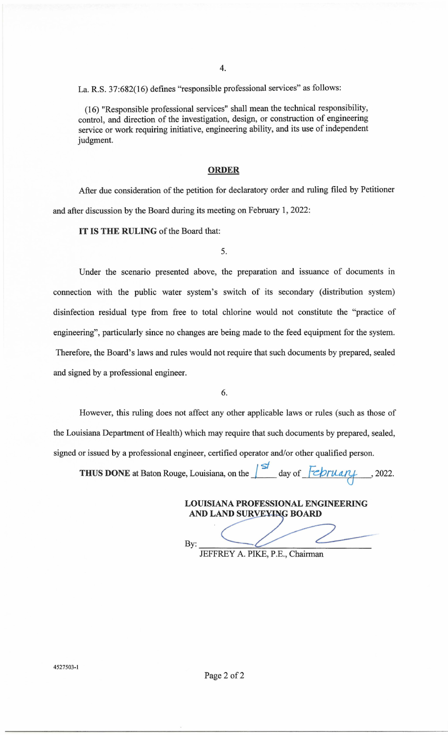4.

La. R.S. 37:682(16) defines "responsible professional services" as follows:

> (16) "Responsible professional services" shall mean the technical responsibility, control, and direction of the investigation, design, or construction of engineering service or work requiring initiative, engineering ability, and its use of independent judgment.

## ORDER

After due consideration of the petition for declaratory order and ruling filed by Petitioner and after discussion by the Board during its meeting on February 1, 2022:

**IT IS THE RULING** of the Board that:

5.

Under the scenario presented above, the preparation and issuance of documents in connection with the public water system's switch of its secondary (distribution system) disinfection residual type from free to total chlorine would not constitute the "practice of engineering", particularly since no changes are being made to the feed equipment for the system. Therefore, the Board's laws and rules would not require that such documents by prepared, sealed and signed by a professional engineer.

6.

However, this ruling does not affect any other applicable laws or rules (such as those of the Louisiana Department of Health) which may require that such documents by prepared, sealed, signed or issued by a professional engineer, certified operator and/or other qualified person.

**THUS DONE** at Baton Rouge, Louisiana, on the 1st day of February, 2022.

**LOUISIANA PROFESSIONAL ENGINEERING AND LAND SURVEYING BOARD**

By: ______________________

JEFFREY A. PIKE, P.E., Chairman

4527503-1